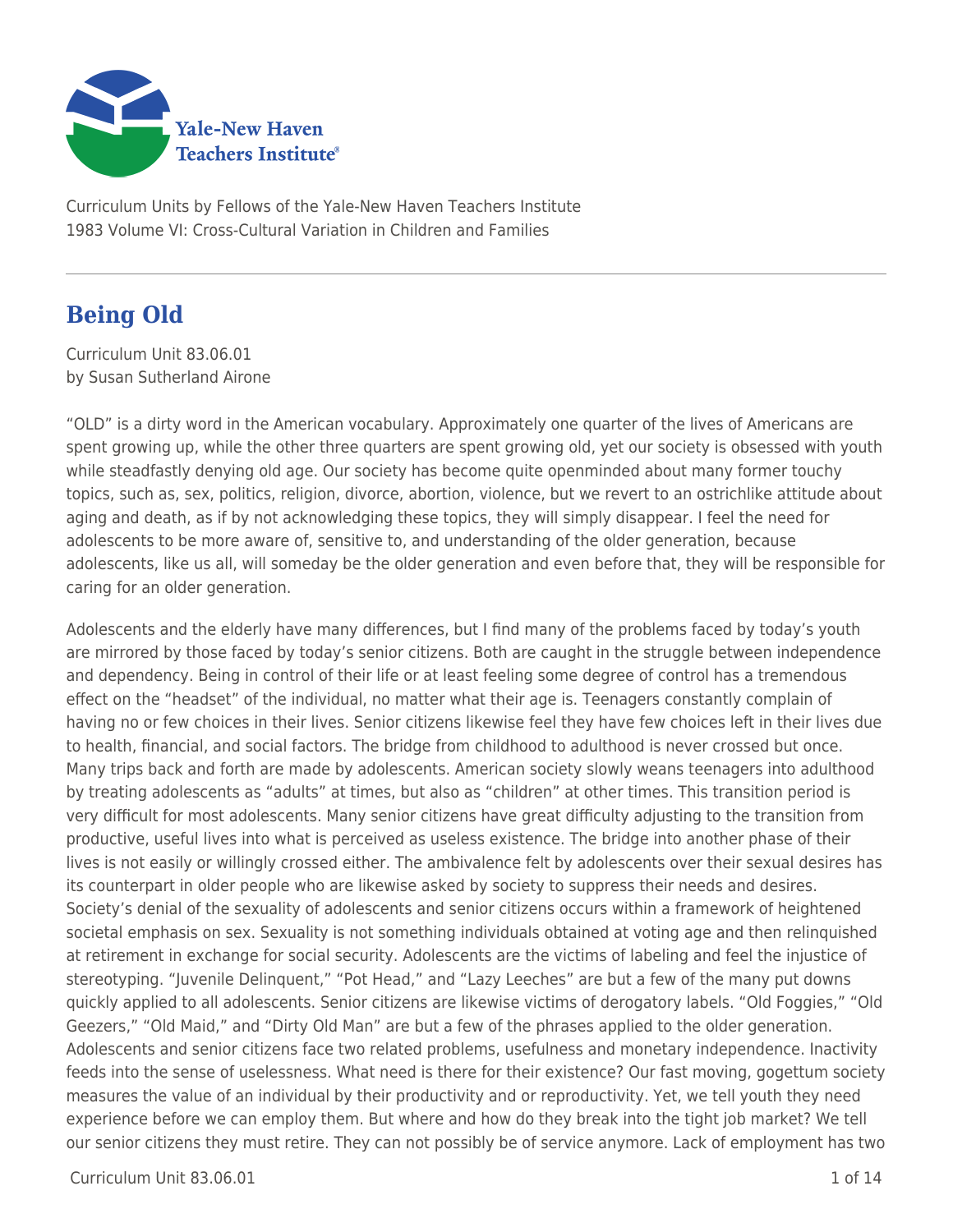Curriculum Units by Fellows of the Yale-New Haven Teachers Institute
1983 Volume VI: Cross-Cultural Variation in Children and Families

# Being Old

Curriculum Unit 83.06.01
by Susan Sutherland Airone

"OLD" is a dirty word in the American vocabulary. Approximately one quarter of the lives of Americans are spent growing up, while the other three quarters are spent growing old, yet our society is obsessed with youth while steadfastly denying old age. Our society has become quite openminded about many former touchy topics, such as, sex, politics, religion, divorce, abortion, violence, but we revert to an ostrichlike attitude about aging and death, as if by not acknowledging these topics, they will simply disappear. I feel the need for adolescents to be more aware of, sensitive to, and understanding of the older generation, because adolescents, like us all, will someday be the older generation and even before that, they will be responsible for caring for an older generation.

Adolescents and the elderly have many differences, but I find many of the problems faced by today's youth are mirrored by those faced by today's senior citizens. Both are caught in the struggle between independence and dependency. Being in control of their life or at least feeling some degree of control has a tremendous effect on the "headset" of the individual, no matter what their age is. Teenagers constantly complain of having no or few choices in their lives. Senior citizens likewise feel they have few choices left in their lives due to health, financial, and social factors. The bridge from childhood to adulthood is never crossed but once. Many trips back and forth are made by adolescents. American society slowly weans teenagers into adulthood by treating adolescents as "adults" at times, but also as "children" at other times. This transition period is very difficult for most adolescents. Many senior citizens have great difficulty adjusting to the transition from productive, useful lives into what is perceived as useless existence. The bridge into another phase of their lives is not easily or willingly crossed either. The ambivalence felt by adolescents over their sexual desires has its counterpart in older people who are likewise asked by society to suppress their needs and desires. Society's denial of the sexuality of adolescents and senior citizens occurs within a framework of heightened societal emphasis on sex. Sexuality is not something individuals obtained at voting age and then relinquished at retirement in exchange for social security. Adolescents are the victims of labeling and feel the injustice of stereotyping. "Juvenile Delinquent," "Pot Head," and "Lazy Leeches" are but a few of the many put downs quickly applied to all adolescents. Senior citizens are likewise victims of derogatory labels. "Old Foggies," "Old Geezers," "Old Maid," and "Dirty Old Man" are but a few of the phrases applied to the older generation. Adolescents and senior citizens face two related problems, usefulness and monetary independence. Inactivity feeds into the sense of uselessness. What need is there for their existence? Our fast moving, gogettum society measures the value of an individual by their productivity and or reproductivity. Yet, we tell youth they need experience before we can employ them. But where and how do they break into the tight job market? We tell our senior citizens they must retire. They can not possibly be of service anymore. Lack of employment has two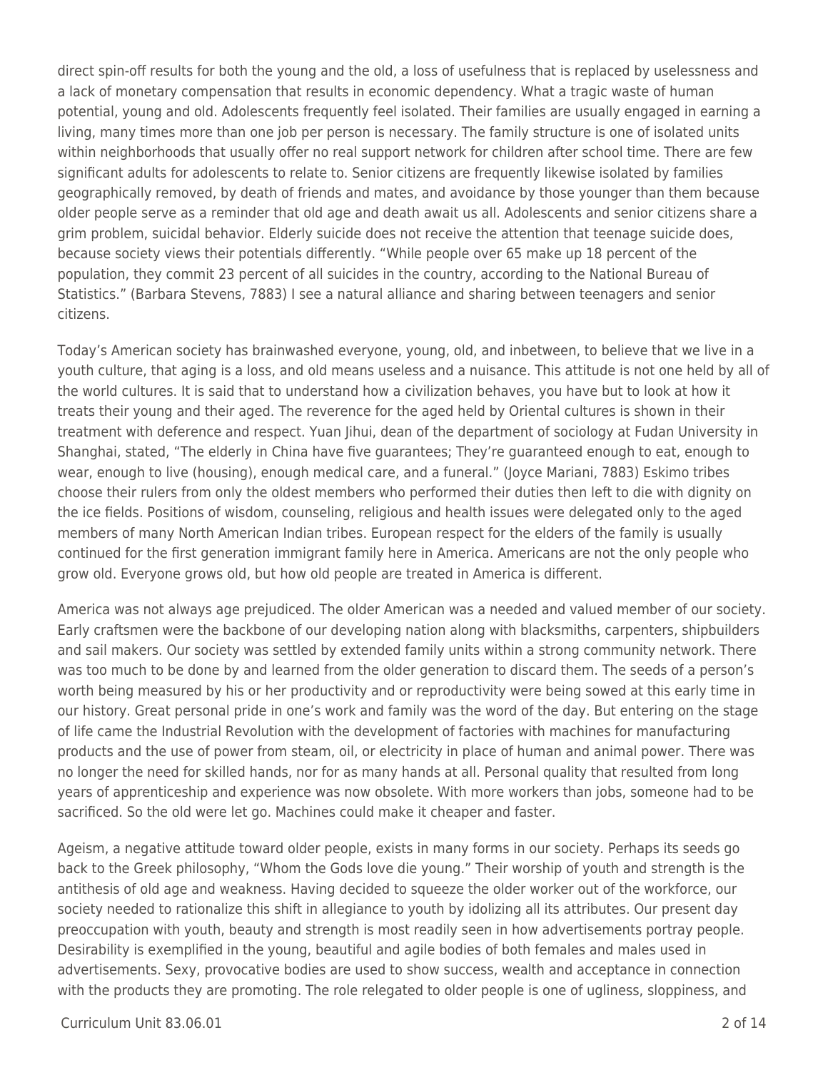direct spin-off results for both the young and the old, a loss of usefulness that is replaced by uselessness and a lack of monetary compensation that results in economic dependency. What a tragic waste of human potential, young and old. Adolescents frequently feel isolated. Their families are usually engaged in earning a living, many times more than one job per person is necessary. The family structure is one of isolated units within neighborhoods that usually offer no real support network for children after school time. There are few significant adults for adolescents to relate to. Senior citizens are frequently likewise isolated by families geographically removed, by death of friends and mates, and avoidance by those younger than them because older people serve as a reminder that old age and death await us all. Adolescents and senior citizens share a grim problem, suicidal behavior. Elderly suicide does not receive the attention that teenage suicide does, because society views their potentials differently. "While people over 65 make up 18 percent of the population, they commit 23 percent of all suicides in the country, according to the National Bureau of Statistics." (Barbara Stevens, 7883) I see a natural alliance and sharing between teenagers and senior citizens.

Today's American society has brainwashed everyone, young, old, and inbetween, to believe that we live in a youth culture, that aging is a loss, and old means useless and a nuisance. This attitude is not one held by all of the world cultures. It is said that to understand how a civilization behaves, you have but to look at how it treats their young and their aged. The reverence for the aged held by Oriental cultures is shown in their treatment with deference and respect. Yuan Jihui, dean of the department of sociology at Fudan University in Shanghai, stated, "The elderly in China have five guarantees; They're guaranteed enough to eat, enough to wear, enough to live (housing), enough medical care, and a funeral." (Joyce Mariani, 7883) Eskimo tribes choose their rulers from only the oldest members who performed their duties then left to die with dignity on the ice fields. Positions of wisdom, counseling, religious and health issues were delegated only to the aged members of many North American Indian tribes. European respect for the elders of the family is usually continued for the first generation immigrant family here in America. Americans are not the only people who grow old. Everyone grows old, but how old people are treated in America is different.

America was not always age prejudiced. The older American was a needed and valued member of our society. Early craftsmen were the backbone of our developing nation along with blacksmiths, carpenters, shipbuilders and sail makers. Our society was settled by extended family units within a strong community network. There was too much to be done by and learned from the older generation to discard them. The seeds of a person's worth being measured by his or her productivity and or reproductivity were being sowed at this early time in our history. Great personal pride in one's work and family was the word of the day. But entering on the stage of life came the Industrial Revolution with the development of factories with machines for manufacturing products and the use of power from steam, oil, or electricity in place of human and animal power. There was no longer the need for skilled hands, nor for as many hands at all. Personal quality that resulted from long years of apprenticeship and experience was now obsolete. With more workers than jobs, someone had to be sacrificed. So the old were let go. Machines could make it cheaper and faster.

Ageism, a negative attitude toward older people, exists in many forms in our society. Perhaps its seeds go back to the Greek philosophy, "Whom the Gods love die young." Their worship of youth and strength is the antithesis of old age and weakness. Having decided to squeeze the older worker out of the workforce, our society needed to rationalize this shift in allegiance to youth by idolizing all its attributes. Our present day preoccupation with youth, beauty and strength is most readily seen in how advertisements portray people. Desirability is exemplified in the young, beautiful and agile bodies of both females and males used in advertisements. Sexy, provocative bodies are used to show success, wealth and acceptance in connection with the products they are promoting. The role relegated to older people is one of ugliness, sloppiness, and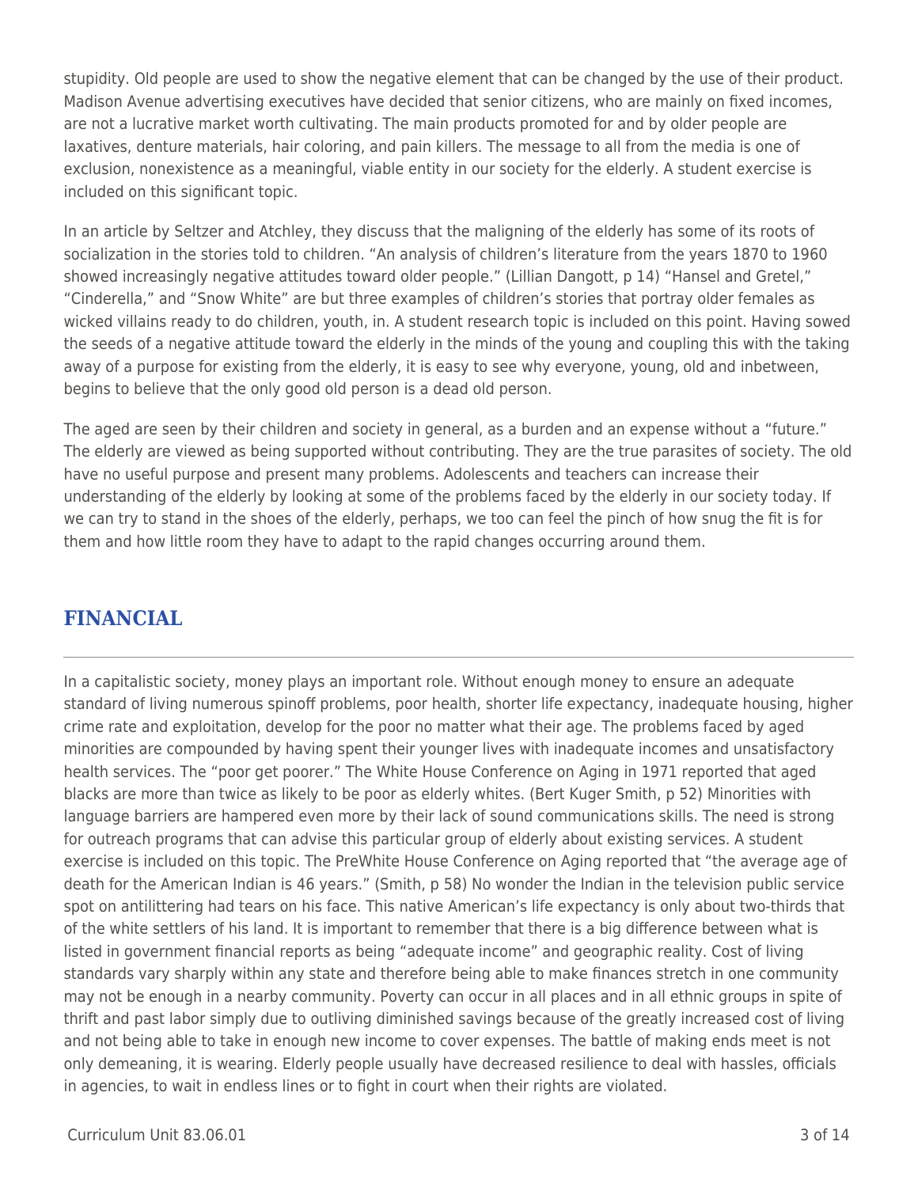stupidity. Old people are used to show the negative element that can be changed by the use of their product. Madison Avenue advertising executives have decided that senior citizens, who are mainly on fixed incomes, are not a lucrative market worth cultivating. The main products promoted for and by older people are laxatives, denture materials, hair coloring, and pain killers. The message to all from the media is one of exclusion, nonexistence as a meaningful, viable entity in our society for the elderly. A student exercise is included on this significant topic.

In an article by Seltzer and Atchley, they discuss that the maligning of the elderly has some of its roots of socialization in the stories told to children. "An analysis of children's literature from the years 1870 to 1960 showed increasingly negative attitudes toward older people." (Lillian Dangott, p 14) "Hansel and Gretel," "Cinderella," and "Snow White" are but three examples of children's stories that portray older females as wicked villains ready to do children, youth, in. A student research topic is included on this point. Having sowed the seeds of a negative attitude toward the elderly in the minds of the young and coupling this with the taking away of a purpose for existing from the elderly, it is easy to see why everyone, young, old and inbetween, begins to believe that the only good old person is a dead old person.

The aged are seen by their children and society in general, as a burden and an expense without a "future." The elderly are viewed as being supported without contributing. They are the true parasites of society. The old have no useful purpose and present many problems. Adolescents and teachers can increase their understanding of the elderly by looking at some of the problems faced by the elderly in our society today. If we can try to stand in the shoes of the elderly, perhaps, we too can feel the pinch of how snug the fit is for them and how little room they have to adapt to the rapid changes occurring around them.

## FINANCIAL

In a capitalistic society, money plays an important role. Without enough money to ensure an adequate standard of living numerous spinoff problems, poor health, shorter life expectancy, inadequate housing, higher crime rate and exploitation, develop for the poor no matter what their age. The problems faced by aged minorities are compounded by having spent their younger lives with inadequate incomes and unsatisfactory health services. The "poor get poorer." The White House Conference on Aging in 1971 reported that aged blacks are more than twice as likely to be poor as elderly whites. (Bert Kuger Smith, p 52) Minorities with language barriers are hampered even more by their lack of sound communications skills. The need is strong for outreach programs that can advise this particular group of elderly about existing services. A student exercise is included on this topic. The PreWhite House Conference on Aging reported that "the average age of death for the American Indian is 46 years." (Smith, p 58) No wonder the Indian in the television public service spot on antilittering had tears on his face. This native American's life expectancy is only about two-thirds that of the white settlers of his land. It is important to remember that there is a big difference between what is listed in government financial reports as being "adequate income" and geographic reality. Cost of living standards vary sharply within any state and therefore being able to make finances stretch in one community may not be enough in a nearby community. Poverty can occur in all places and in all ethnic groups in spite of thrift and past labor simply due to outliving diminished savings because of the greatly increased cost of living and not being able to take in enough new income to cover expenses. The battle of making ends meet is not only demeaning, it is wearing. Elderly people usually have decreased resilience to deal with hassles, officials in agencies, to wait in endless lines or to fight in court when their rights are violated.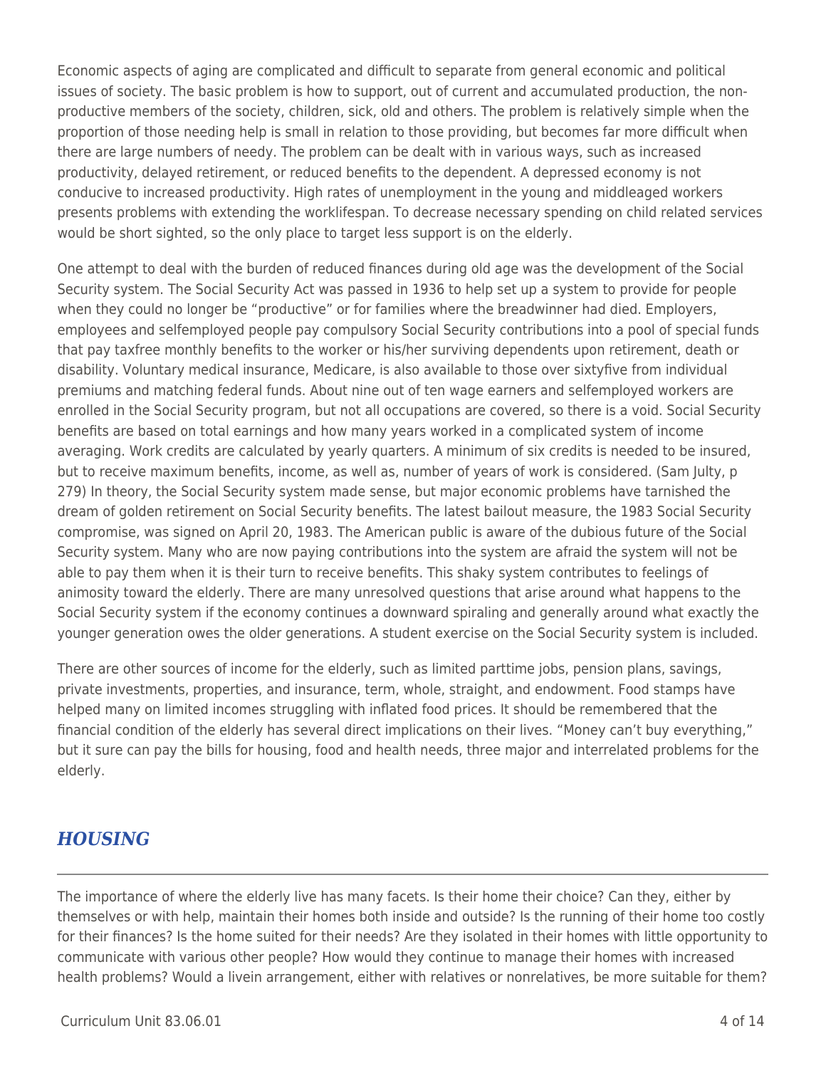Economic aspects of aging are complicated and difficult to separate from general economic and political issues of society. The basic problem is how to support, out of current and accumulated production, the non-productive members of the society, children, sick, old and others. The problem is relatively simple when the proportion of those needing help is small in relation to those providing, but becomes far more difficult when there are large numbers of needy. The problem can be dealt with in various ways, such as increased productivity, delayed retirement, or reduced benefits to the dependent. A depressed economy is not conducive to increased productivity. High rates of unemployment in the young and middleaged workers presents problems with extending the worklifespan. To decrease necessary spending on child related services would be short sighted, so the only place to target less support is on the elderly.

One attempt to deal with the burden of reduced finances during old age was the development of the Social Security system. The Social Security Act was passed in 1936 to help set up a system to provide for people when they could no longer be "productive" or for families where the breadwinner had died. Employers, employees and selfemployed people pay compulsory Social Security contributions into a pool of special funds that pay taxfree monthly benefits to the worker or his/her surviving dependents upon retirement, death or disability. Voluntary medical insurance, Medicare, is also available to those over sixtyfive from individual premiums and matching federal funds. About nine out of ten wage earners and selfemployed workers are enrolled in the Social Security program, but not all occupations are covered, so there is a void. Social Security benefits are based on total earnings and how many years worked in a complicated system of income averaging. Work credits are calculated by yearly quarters. A minimum of six credits is needed to be insured, but to receive maximum benefits, income, as well as, number of years of work is considered. (Sam Julty, p 279) In theory, the Social Security system made sense, but major economic problems have tarnished the dream of golden retirement on Social Security benefits. The latest bailout measure, the 1983 Social Security compromise, was signed on April 20, 1983. The American public is aware of the dubious future of the Social Security system. Many who are now paying contributions into the system are afraid the system will not be able to pay them when it is their turn to receive benefits. This shaky system contributes to feelings of animosity toward the elderly. There are many unresolved questions that arise around what happens to the Social Security system if the economy continues a downward spiraling and generally around what exactly the younger generation owes the older generations. A student exercise on the Social Security system is included.

There are other sources of income for the elderly, such as limited parttime jobs, pension plans, savings, private investments, properties, and insurance, term, whole, straight, and endowment. Food stamps have helped many on limited incomes struggling with inflated food prices. It should be remembered that the financial condition of the elderly has several direct implications on their lives. "Money can't buy everything," but it sure can pay the bills for housing, food and health needs, three major and interrelated problems for the elderly.

## *HOUSING*

The importance of where the elderly live has many facets. Is their home their choice? Can they, either by themselves or with help, maintain their homes both inside and outside? Is the running of their home too costly for their finances? Is the home suited for their needs? Are they isolated in their homes with little opportunity to communicate with various other people? How would they continue to manage their homes with increased health problems? Would a livein arrangement, either with relatives or nonrelatives, be more suitable for them?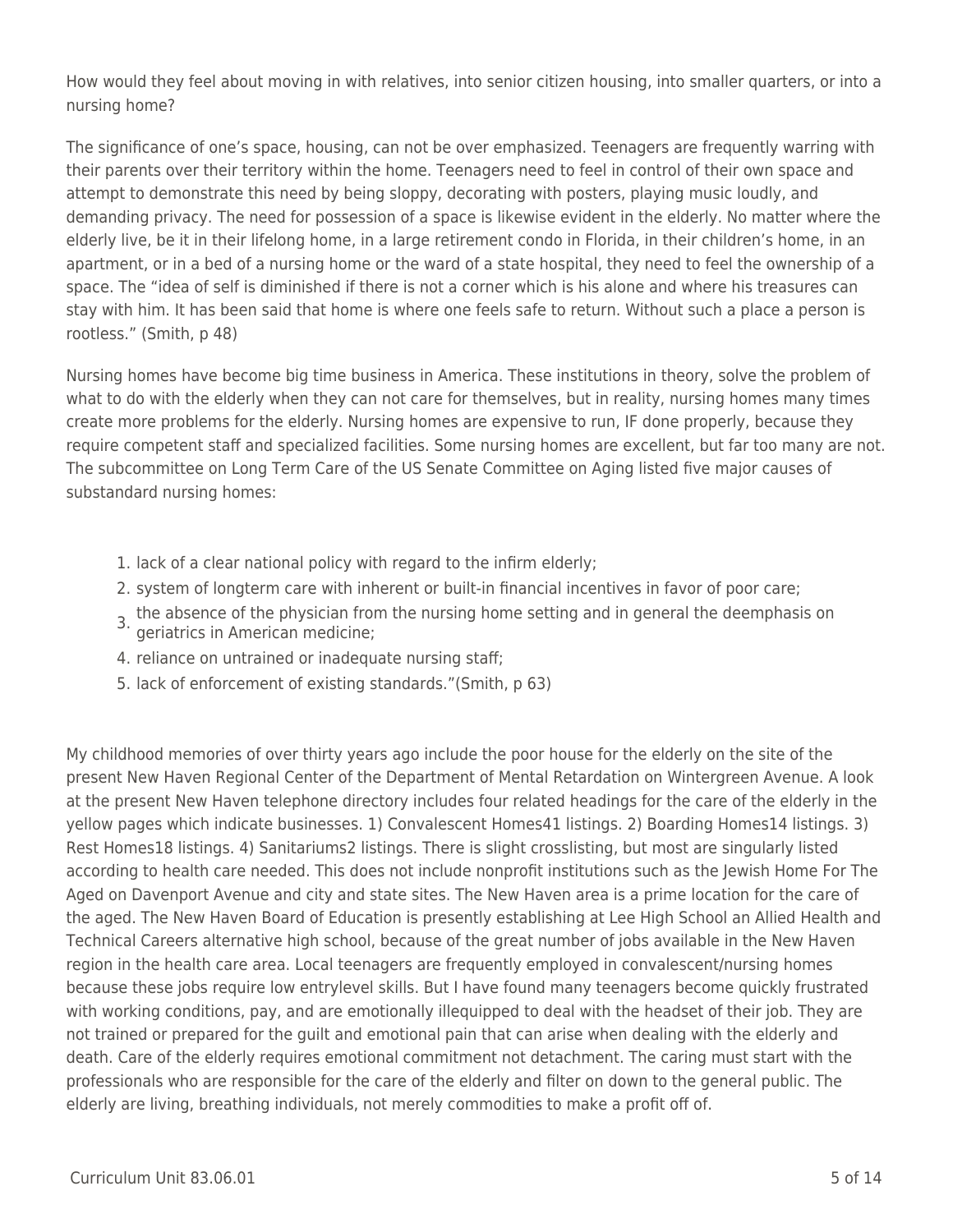How would they feel about moving in with relatives, into senior citizen housing, into smaller quarters, or into a nursing home?

The significance of one's space, housing, can not be over emphasized. Teenagers are frequently warring with their parents over their territory within the home. Teenagers need to feel in control of their own space and attempt to demonstrate this need by being sloppy, decorating with posters, playing music loudly, and demanding privacy. The need for possession of a space is likewise evident in the elderly. No matter where the elderly live, be it in their lifelong home, in a large retirement condo in Florida, in their children's home, in an apartment, or in a bed of a nursing home or the ward of a state hospital, they need to feel the ownership of a space. The "idea of self is diminished if there is not a corner which is his alone and where his treasures can stay with him. It has been said that home is where one feels safe to return. Without such a place a person is rootless." (Smith, p 48)

Nursing homes have become big time business in America. These institutions in theory, solve the problem of what to do with the elderly when they can not care for themselves, but in reality, nursing homes many times create more problems for the elderly. Nursing homes are expensive to run, IF done properly, because they require competent staff and specialized facilities. Some nursing homes are excellent, but far too many are not. The subcommittee on Long Term Care of the US Senate Committee on Aging listed five major causes of substandard nursing homes:

1. lack of a clear national policy with regard to the infirm elderly;
2. system of longterm care with inherent or built-in financial incentives in favor of poor care;
3. the absence of the physician from the nursing home setting and in general the deemphasis on geriatrics in American medicine;
4. reliance on untrained or inadequate nursing staff;
5. lack of enforcement of existing standards."(Smith, p 63)

My childhood memories of over thirty years ago include the poor house for the elderly on the site of the present New Haven Regional Center of the Department of Mental Retardation on Wintergreen Avenue. A look at the present New Haven telephone directory includes four related headings for the care of the elderly in the yellow pages which indicate businesses. 1) Convalescent Homes41 listings. 2) Boarding Homes14 listings. 3) Rest Homes18 listings. 4) Sanitariums2 listings. There is slight crosslisting, but most are singularly listed according to health care needed. This does not include nonprofit institutions such as the Jewish Home For The Aged on Davenport Avenue and city and state sites. The New Haven area is a prime location for the care of the aged. The New Haven Board of Education is presently establishing at Lee High School an Allied Health and Technical Careers alternative high school, because of the great number of jobs available in the New Haven region in the health care area. Local teenagers are frequently employed in convalescent/nursing homes because these jobs require low entrylevel skills. But I have found many teenagers become quickly frustrated with working conditions, pay, and are emotionally illequipped to deal with the headset of their job. They are not trained or prepared for the guilt and emotional pain that can arise when dealing with the elderly and death. Care of the elderly requires emotional commitment not detachment. The caring must start with the professionals who are responsible for the care of the elderly and filter on down to the general public. The elderly are living, breathing individuals, not merely commodities to make a profit off of.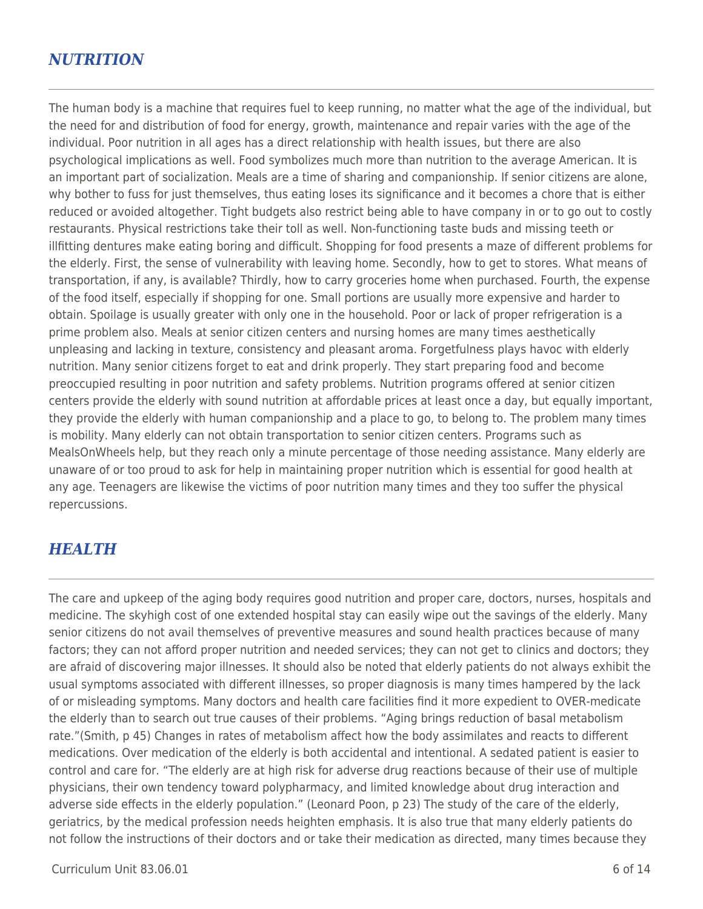## *NUTRITION*

The human body is a machine that requires fuel to keep running, no matter what the age of the individual, but the need for and distribution of food for energy, growth, maintenance and repair varies with the age of the individual. Poor nutrition in all ages has a direct relationship with health issues, but there are also psychological implications as well. Food symbolizes much more than nutrition to the average American. It is an important part of socialization. Meals are a time of sharing and companionship. If senior citizens are alone, why bother to fuss for just themselves, thus eating loses its significance and it becomes a chore that is either reduced or avoided altogether. Tight budgets also restrict being able to have company in or to go out to costly restaurants. Physical restrictions take their toll as well. Non-functioning taste buds and missing teeth or illfitting dentures make eating boring and difficult. Shopping for food presents a maze of different problems for the elderly. First, the sense of vulnerability with leaving home. Secondly, how to get to stores. What means of transportation, if any, is available? Thirdly, how to carry groceries home when purchased. Fourth, the expense of the food itself, especially if shopping for one. Small portions are usually more expensive and harder to obtain. Spoilage is usually greater with only one in the household. Poor or lack of proper refrigeration is a prime problem also. Meals at senior citizen centers and nursing homes are many times aesthetically unpleasing and lacking in texture, consistency and pleasant aroma. Forgetfulness plays havoc with elderly nutrition. Many senior citizens forget to eat and drink properly. They start preparing food and become preoccupied resulting in poor nutrition and safety problems. Nutrition programs offered at senior citizen centers provide the elderly with sound nutrition at affordable prices at least once a day, but equally important, they provide the elderly with human companionship and a place to go, to belong to. The problem many times is mobility. Many elderly can not obtain transportation to senior citizen centers. Programs such as MealsOnWheels help, but they reach only a minute percentage of those needing assistance. Many elderly are unaware of or too proud to ask for help in maintaining proper nutrition which is essential for good health at any age. Teenagers are likewise the victims of poor nutrition many times and they too suffer the physical repercussions.

## *HEALTH*

The care and upkeep of the aging body requires good nutrition and proper care, doctors, nurses, hospitals and medicine. The skyhigh cost of one extended hospital stay can easily wipe out the savings of the elderly. Many senior citizens do not avail themselves of preventive measures and sound health practices because of many factors; they can not afford proper nutrition and needed services; they can not get to clinics and doctors; they are afraid of discovering major illnesses. It should also be noted that elderly patients do not always exhibit the usual symptoms associated with different illnesses, so proper diagnosis is many times hampered by the lack of or misleading symptoms. Many doctors and health care facilities find it more expedient to OVER-medicate the elderly than to search out true causes of their problems. "Aging brings reduction of basal metabolism rate."(Smith, p 45) Changes in rates of metabolism affect how the body assimilates and reacts to different medications. Over medication of the elderly is both accidental and intentional. A sedated patient is easier to control and care for. "The elderly are at high risk for adverse drug reactions because of their use of multiple physicians, their own tendency toward polypharmacy, and limited knowledge about drug interaction and adverse side effects in the elderly population." (Leonard Poon, p 23) The study of the care of the elderly, geriatrics, by the medical profession needs heighten emphasis. It is also true that many elderly patients do not follow the instructions of their doctors and or take their medication as directed, many times because they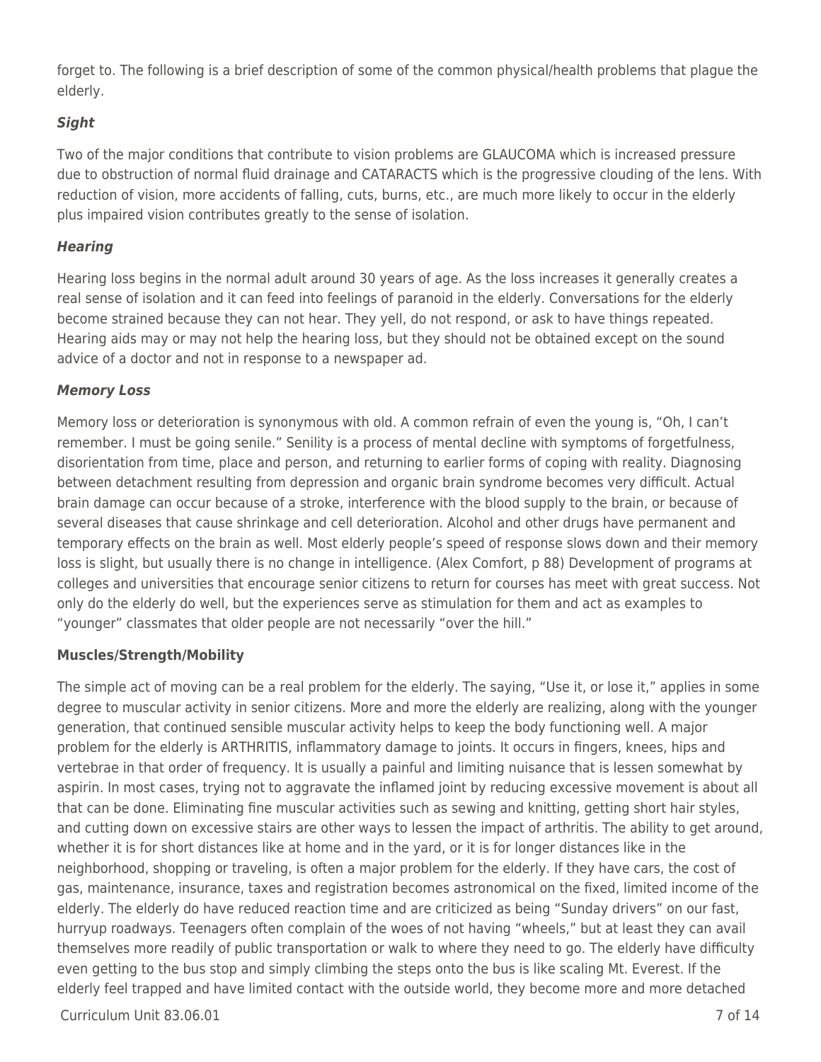forget to. The following is a brief description of some of the common physical/health problems that plague the elderly.

***Sight***

Two of the major conditions that contribute to vision problems are GLAUCOMA which is increased pressure due to obstruction of normal fluid drainage and CATARACTS which is the progressive clouding of the lens. With reduction of vision, more accidents of falling, cuts, burns, etc., are much more likely to occur in the elderly plus impaired vision contributes greatly to the sense of isolation.

***Hearing***

Hearing loss begins in the normal adult around 30 years of age. As the loss increases it generally creates a real sense of isolation and it can feed into feelings of paranoid in the elderly. Conversations for the elderly become strained because they can not hear. They yell, do not respond, or ask to have things repeated. Hearing aids may or may not help the hearing loss, but they should not be obtained except on the sound advice of a doctor and not in response to a newspaper ad.

***Memory Loss***

Memory loss or deterioration is synonymous with old. A common refrain of even the young is, "Oh, I can't remember. I must be going senile." Senility is a process of mental decline with symptoms of forgetfulness, disorientation from time, place and person, and returning to earlier forms of coping with reality. Diagnosing between detachment resulting from depression and organic brain syndrome becomes very difficult. Actual brain damage can occur because of a stroke, interference with the blood supply to the brain, or because of several diseases that cause shrinkage and cell deterioration. Alcohol and other drugs have permanent and temporary effects on the brain as well. Most elderly people's speed of response slows down and their memory loss is slight, but usually there is no change in intelligence. (Alex Comfort, p 88) Development of programs at colleges and universities that encourage senior citizens to return for courses has meet with great success. Not only do the elderly do well, but the experiences serve as stimulation for them and act as examples to "younger" classmates that older people are not necessarily "over the hill."

**Muscles/Strength/Mobility**

The simple act of moving can be a real problem for the elderly. The saying, "Use it, or lose it," applies in some degree to muscular activity in senior citizens. More and more the elderly are realizing, along with the younger generation, that continued sensible muscular activity helps to keep the body functioning well. A major problem for the elderly is ARTHRITIS, inflammatory damage to joints. It occurs in fingers, knees, hips and vertebrae in that order of frequency. It is usually a painful and limiting nuisance that is lessen somewhat by aspirin. In most cases, trying not to aggravate the inflamed joint by reducing excessive movement is about all that can be done. Eliminating fine muscular activities such as sewing and knitting, getting short hair styles, and cutting down on excessive stairs are other ways to lessen the impact of arthritis. The ability to get around, whether it is for short distances like at home and in the yard, or it is for longer distances like in the neighborhood, shopping or traveling, is often a major problem for the elderly. If they have cars, the cost of gas, maintenance, insurance, taxes and registration becomes astronomical on the fixed, limited income of the elderly. The elderly do have reduced reaction time and are criticized as being "Sunday drivers" on our fast, hurryup roadways. Teenagers often complain of the woes of not having "wheels," but at least they can avail themselves more readily of public transportation or walk to where they need to go. The elderly have difficulty even getting to the bus stop and simply climbing the steps onto the bus is like scaling Mt. Everest. If the elderly feel trapped and have limited contact with the outside world, they become more and more detached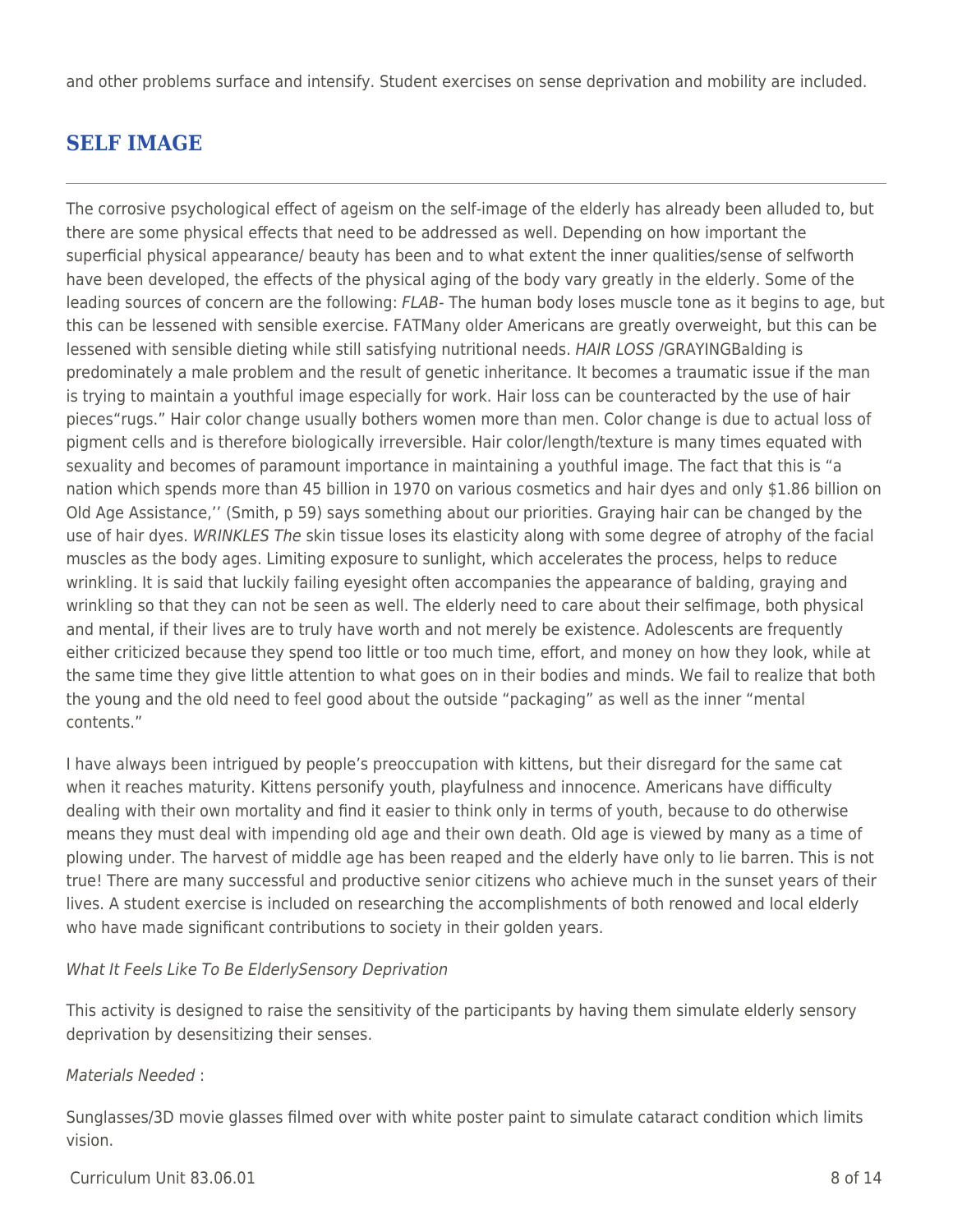and other problems surface and intensify. Student exercises on sense deprivation and mobility are included.

## SELF IMAGE

The corrosive psychological effect of ageism on the self-image of the elderly has already been alluded to, but there are some physical effects that need to be addressed as well. Depending on how important the superficial physical appearance/ beauty has been and to what extent the inner qualities/sense of selfworth have been developed, the effects of the physical aging of the body vary greatly in the elderly. Some of the leading sources of concern are the following: *FLAB*- The human body loses muscle tone as it begins to age, but this can be lessened with sensible exercise. FATMany older Americans are greatly overweight, but this can be lessened with sensible dieting while still satisfying nutritional needs. *HAIR LOSS* /GRAYINGBalding is predominately a male problem and the result of genetic inheritance. It becomes a traumatic issue if the man is trying to maintain a youthful image especially for work. Hair loss can be counteracted by the use of hair pieces"rugs." Hair color change usually bothers women more than men. Color change is due to actual loss of pigment cells and is therefore biologically irreversible. Hair color/length/texture is many times equated with sexuality and becomes of paramount importance in maintaining a youthful image. The fact that this is "a nation which spends more than 45 billion in 1970 on various cosmetics and hair dyes and only $1.86 billion on Old Age Assistance,'' (Smith, p 59) says something about our priorities. Graying hair can be changed by the use of hair dyes. *WRINKLES The* skin tissue loses its elasticity along with some degree of atrophy of the facial muscles as the body ages. Limiting exposure to sunlight, which accelerates the process, helps to reduce wrinkling. It is said that luckily failing eyesight often accompanies the appearance of balding, graying and wrinkling so that they can not be seen as well. The elderly need to care about their selfimage, both physical and mental, if their lives are to truly have worth and not merely be existence. Adolescents are frequently either criticized because they spend too little or too much time, effort, and money on how they look, while at the same time they give little attention to what goes on in their bodies and minds. We fail to realize that both the young and the old need to feel good about the outside "packaging" as well as the inner "mental contents."

I have always been intrigued by people's preoccupation with kittens, but their disregard for the same cat when it reaches maturity. Kittens personify youth, playfulness and innocence. Americans have difficulty dealing with their own mortality and find it easier to think only in terms of youth, because to do otherwise means they must deal with impending old age and their own death. Old age is viewed by many as a time of plowing under. The harvest of middle age has been reaped and the elderly have only to lie barren. This is not true! There are many successful and productive senior citizens who achieve much in the sunset years of their lives. A student exercise is included on researching the accomplishments of both renowned and local elderly who have made significant contributions to society in their golden years.

*What It Feels Like To Be ElderlySensory Deprivation*

This activity is designed to raise the sensitivity of the participants by having them simulate elderly sensory deprivation by desensitizing their senses.

*Materials Needed* :

Sunglasses/3D movie glasses filmed over with white poster paint to simulate cataract condition which limits vision.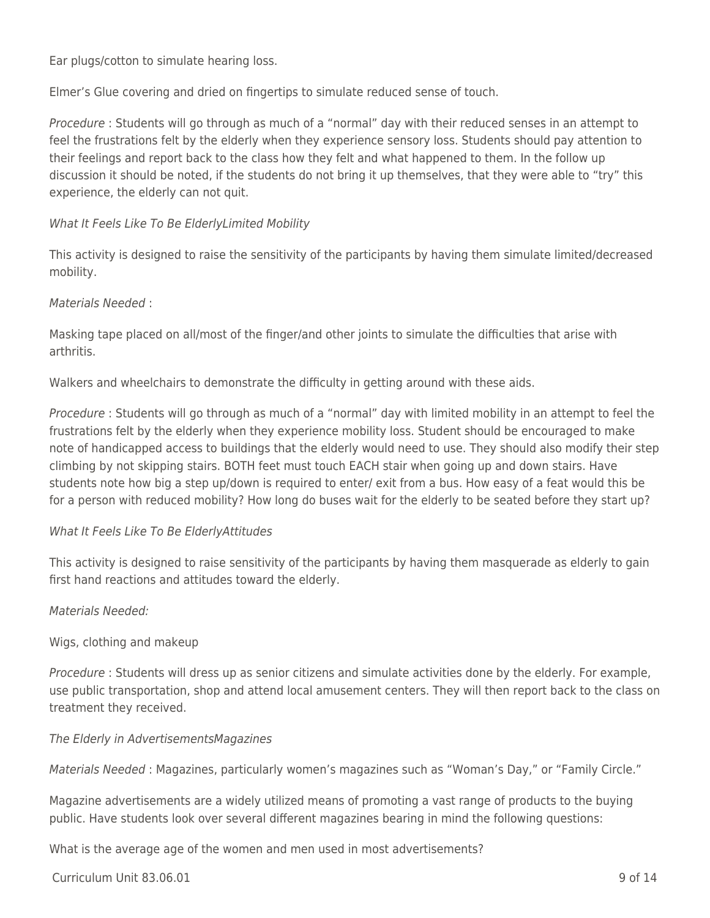Ear plugs/cotton to simulate hearing loss.

Elmer's Glue covering and dried on fingertips to simulate reduced sense of touch.

*Procedure* : Students will go through as much of a "normal" day with their reduced senses in an attempt to feel the frustrations felt by the elderly when they experience sensory loss. Students should pay attention to their feelings and report back to the class how they felt and what happened to them. In the follow up discussion it should be noted, if the students do not bring it up themselves, that they were able to "try" this experience, the elderly can not quit.

*What It Feels Like To Be ElderlyLimited Mobility*

This activity is designed to raise the sensitivity of the participants by having them simulate limited/decreased mobility.

*Materials Needed* :

Masking tape placed on all/most of the finger/and other joints to simulate the difficulties that arise with arthritis.

Walkers and wheelchairs to demonstrate the difficulty in getting around with these aids.

*Procedure* : Students will go through as much of a "normal" day with limited mobility in an attempt to feel the frustrations felt by the elderly when they experience mobility loss. Student should be encouraged to make note of handicapped access to buildings that the elderly would need to use. They should also modify their step climbing by not skipping stairs. BOTH feet must touch EACH stair when going up and down stairs. Have students note how big a step up/down is required to enter/ exit from a bus. How easy of a feat would this be for a person with reduced mobility? How long do buses wait for the elderly to be seated before they start up?

*What It Feels Like To Be ElderlyAttitudes*

This activity is designed to raise sensitivity of the participants by having them masquerade as elderly to gain first hand reactions and attitudes toward the elderly.

*Materials Needed:*

Wigs, clothing and makeup

*Procedure* : Students will dress up as senior citizens and simulate activities done by the elderly. For example, use public transportation, shop and attend local amusement centers. They will then report back to the class on treatment they received.

*The Elderly in AdvertisementsMagazines*

*Materials Needed* : Magazines, particularly women's magazines such as "Woman's Day," or "Family Circle."

Magazine advertisements are a widely utilized means of promoting a vast range of products to the buying public. Have students look over several different magazines bearing in mind the following questions:

What is the average age of the women and men used in most advertisements?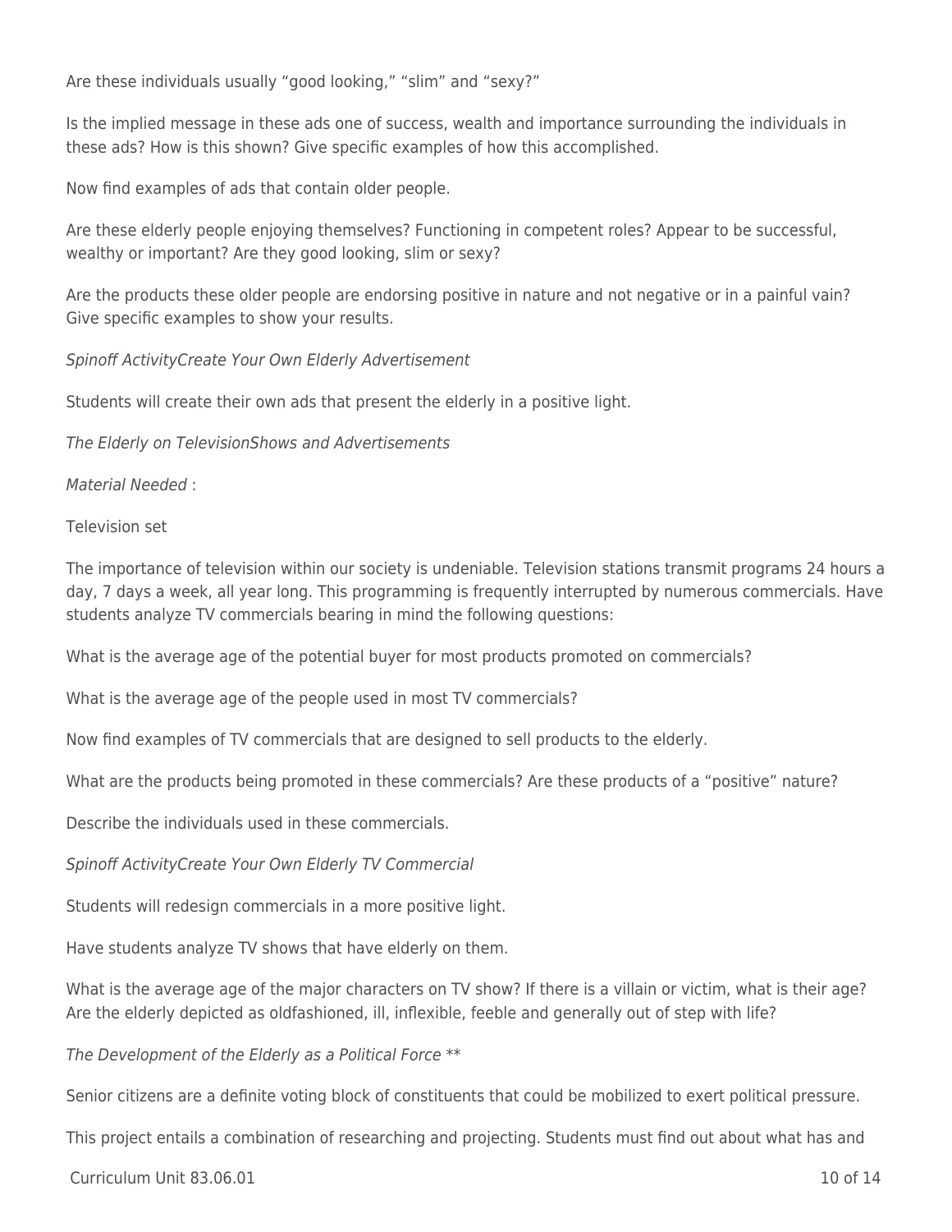Are these individuals usually "good looking," "slim" and "sexy?"

Is the implied message in these ads one of success, wealth and importance surrounding the individuals in these ads? How is this shown? Give specific examples of how this accomplished.

Now find examples of ads that contain older people.

Are these elderly people enjoying themselves? Functioning in competent roles? Appear to be successful, wealthy or important? Are they good looking, slim or sexy?

Are the products these older people are endorsing positive in nature and not negative or in a painful vain? Give specific examples to show your results.

*Spinoff ActivityCreate Your Own Elderly Advertisement*

Students will create their own ads that present the elderly in a positive light.

*The Elderly on TelevisionShows and Advertisements*

*Material Needed* :

Television set

The importance of television within our society is undeniable. Television stations transmit programs 24 hours a day, 7 days a week, all year long. This programming is frequently interrupted by numerous commercials. Have students analyze TV commercials bearing in mind the following questions:

What is the average age of the potential buyer for most products promoted on commercials?

What is the average age of the people used in most TV commercials?

Now find examples of TV commercials that are designed to sell products to the elderly.

What are the products being promoted in these commercials? Are these products of a "positive" nature?

Describe the individuals used in these commercials.

*Spinoff ActivityCreate Your Own Elderly TV Commercial*

Students will redesign commercials in a more positive light.

Have students analyze TV shows that have elderly on them.

What is the average age of the major characters on TV show? If there is a villain or victim, what is their age? Are the elderly depicted as oldfashioned, ill, inflexible, feeble and generally out of step with life?

*The Development of the Elderly as a Political Force* **

Senior citizens are a definite voting block of constituents that could be mobilized to exert political pressure.

This project entails a combination of researching and projecting. Students must find out about what has and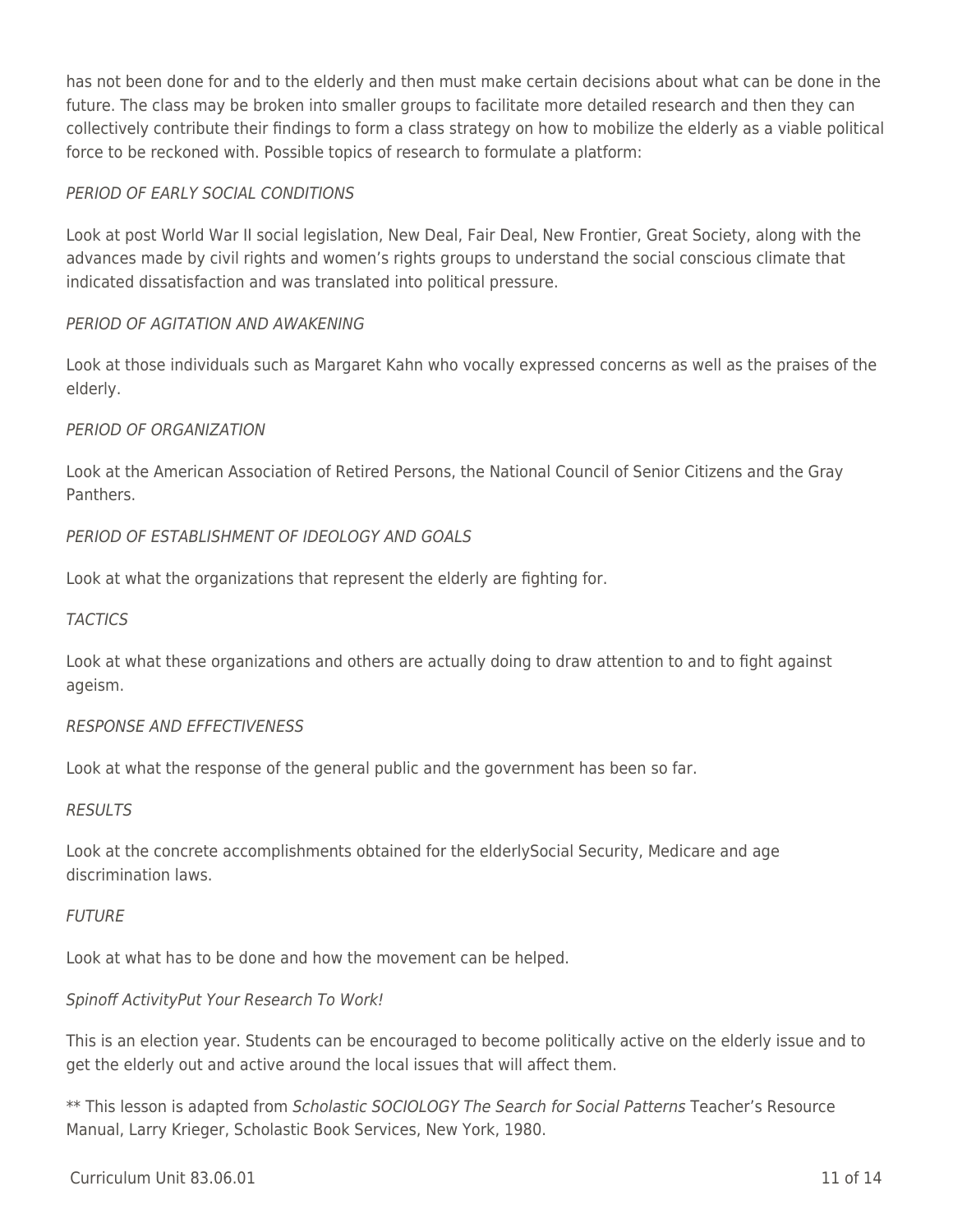has not been done for and to the elderly and then must make certain decisions about what can be done in the future. The class may be broken into smaller groups to facilitate more detailed research and then they can collectively contribute their findings to form a class strategy on how to mobilize the elderly as a viable political force to be reckoned with. Possible topics of research to formulate a platform:

*PERIOD OF EARLY SOCIAL CONDITIONS*

Look at post World War II social legislation, New Deal, Fair Deal, New Frontier, Great Society, along with the advances made by civil rights and women's rights groups to understand the social conscious climate that indicated dissatisfaction and was translated into political pressure.

*PERIOD OF AGITATION AND AWAKENING*

Look at those individuals such as Margaret Kahn who vocally expressed concerns as well as the praises of the elderly.

*PERIOD OF ORGANIZATION*

Look at the American Association of Retired Persons, the National Council of Senior Citizens and the Gray Panthers.

*PERIOD OF ESTABLISHMENT OF IDEOLOGY AND GOALS*

Look at what the organizations that represent the elderly are fighting for.

*TACTICS*

Look at what these organizations and others are actually doing to draw attention to and to fight against ageism.

*RESPONSE AND EFFECTIVENESS*

Look at what the response of the general public and the government has been so far.

*RESULTS*

Look at the concrete accomplishments obtained for the elderlySocial Security, Medicare and age discrimination laws.

*FUTURE*

Look at what has to be done and how the movement can be helped.

*Spinoff ActivityPut Your Research To Work!*

This is an election year. Students can be encouraged to become politically active on the elderly issue and to get the elderly out and active around the local issues that will affect them.

** This lesson is adapted from *Scholastic SOCIOLOGY The Search for Social Patterns* Teacher's Resource Manual, Larry Krieger, Scholastic Book Services, New York, 1980.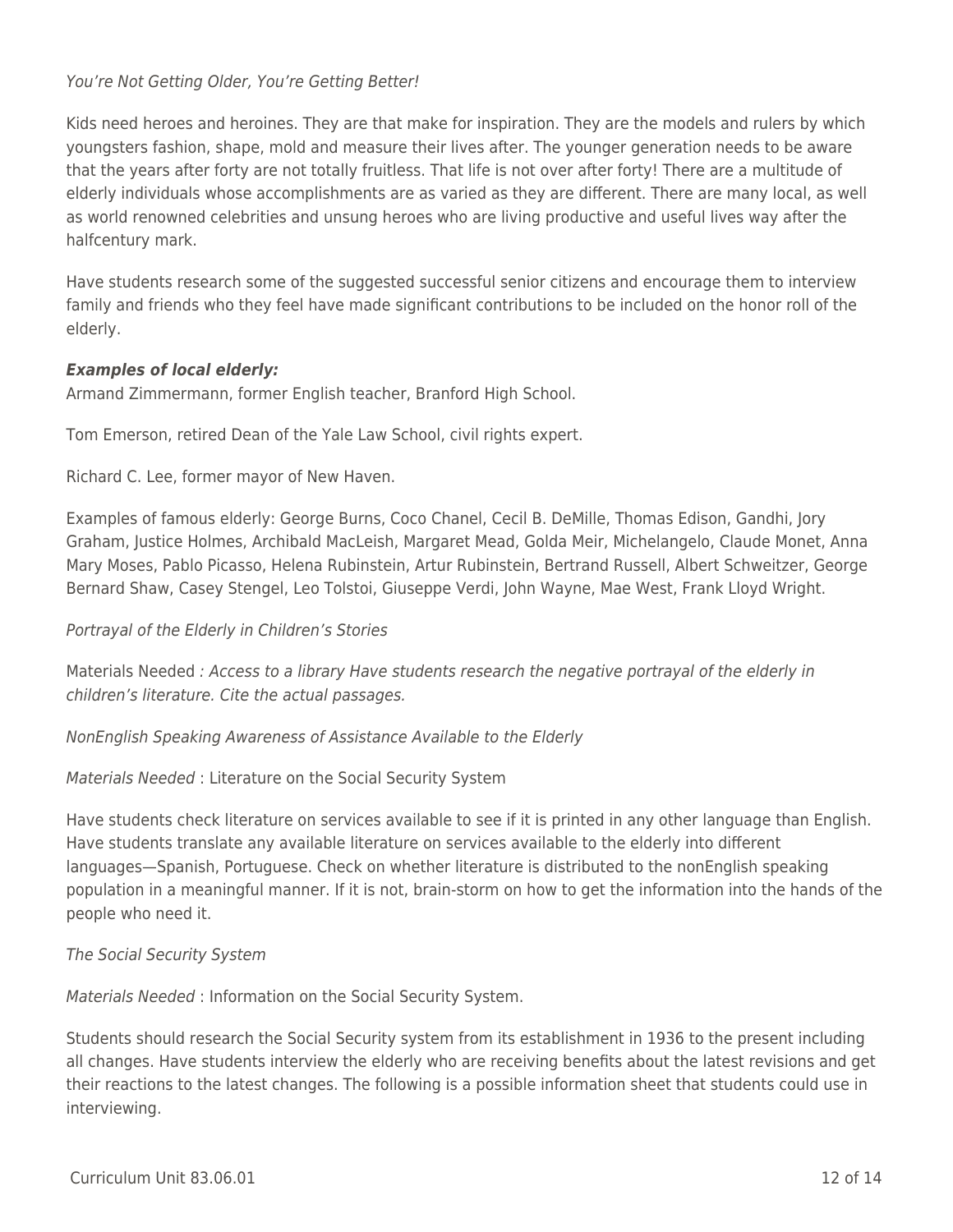*You're Not Getting Older, You're Getting Better!*

Kids need heroes and heroines. They are that make for inspiration. They are the models and rulers by which youngsters fashion, shape, mold and measure their lives after. The younger generation needs to be aware that the years after forty are not totally fruitless. That life is not over after forty! There are a multitude of elderly individuals whose accomplishments are as varied as they are different. There are many local, as well as world renowned celebrities and unsung heroes who are living productive and useful lives way after the halfcentury mark.

Have students research some of the suggested successful senior citizens and encourage them to interview family and friends who they feel have made significant contributions to be included on the honor roll of the elderly.

***Examples of local elderly:***
Armand Zimmermann, former English teacher, Branford High School.

Tom Emerson, retired Dean of the Yale Law School, civil rights expert.

Richard C. Lee, former mayor of New Haven.

Examples of famous elderly: George Burns, Coco Chanel, Cecil B. DeMille, Thomas Edison, Gandhi, Jory Graham, Justice Holmes, Archibald MacLeish, Margaret Mead, Golda Meir, Michelangelo, Claude Monet, Anna Mary Moses, Pablo Picasso, Helena Rubinstein, Artur Rubinstein, Bertrand Russell, Albert Schweitzer, George Bernard Shaw, Casey Stengel, Leo Tolstoi, Giuseppe Verdi, John Wayne, Mae West, Frank Lloyd Wright.

*Portrayal of the Elderly in Children's Stories*

Materials Needed *: Access to a library Have students research the negative portrayal of the elderly in children's literature. Cite the actual passages.*

*NonEnglish Speaking Awareness of Assistance Available to the Elderly*

*Materials Needed* : Literature on the Social Security System

Have students check literature on services available to see if it is printed in any other language than English. Have students translate any available literature on services available to the elderly into different languages—Spanish, Portuguese. Check on whether literature is distributed to the nonEnglish speaking population in a meaningful manner. If it is not, brain-storm on how to get the information into the hands of the people who need it.

*The Social Security System*

*Materials Needed* : Information on the Social Security System.

Students should research the Social Security system from its establishment in 1936 to the present including all changes. Have students interview the elderly who are receiving benefits about the latest revisions and get their reactions to the latest changes. The following is a possible information sheet that students could use in interviewing.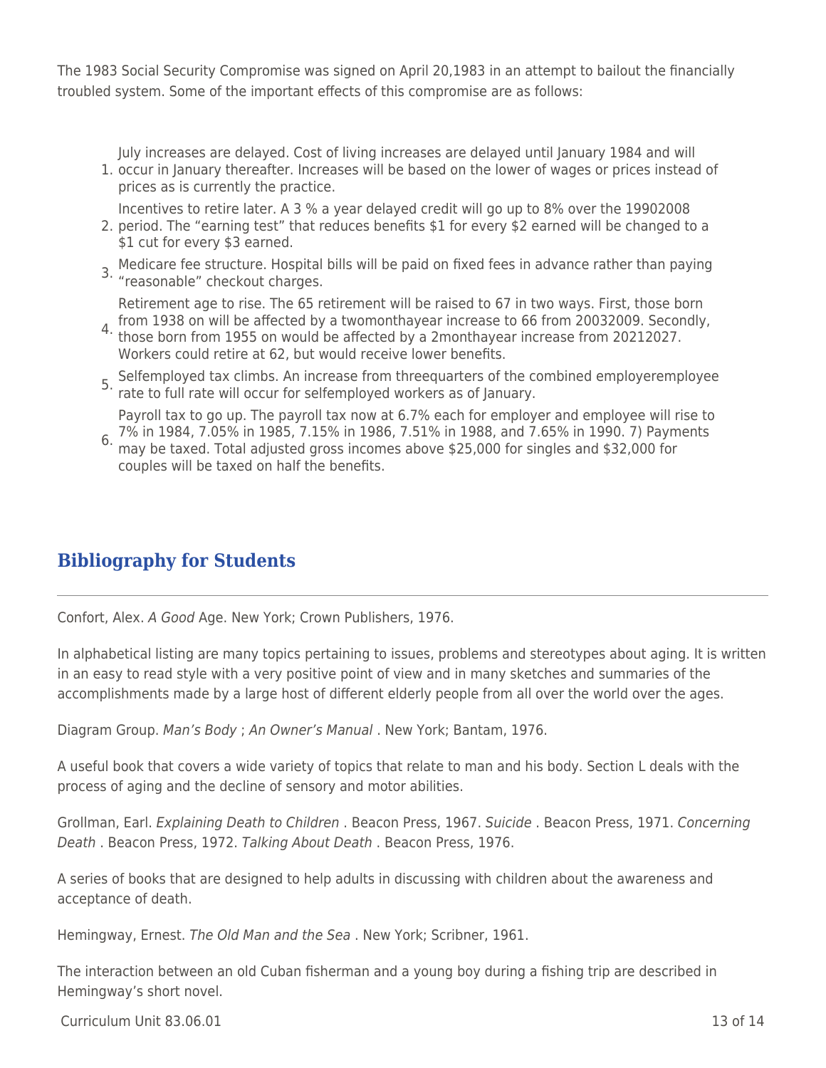The 1983 Social Security Compromise was signed on April 20,1983 in an attempt to bailout the financially troubled system. Some of the important effects of this compromise are as follows:

1. July increases are delayed. Cost of living increases are delayed until January 1984 and will occur in January thereafter. Increases will be based on the lower of wages or prices instead of prices as is currently the practice.
2. Incentives to retire later. A 3 % a year delayed credit will go up to 8% over the 19902008 period. The "earning test" that reduces benefits $1 for every $2 earned will be changed to a $1 cut for every $3 earned.
3. Medicare fee structure. Hospital bills will be paid on fixed fees in advance rather than paying "reasonable" checkout charges.
4. Retirement age to rise. The 65 retirement will be raised to 67 in two ways. First, those born from 1938 on will be affected by a twomonthayear increase to 66 from 20032009. Secondly, those born from 1955 on would be affected by a 2monthayear increase from 20212027. Workers could retire at 62, but would receive lower benefits.
5. Selfemployed tax climbs. An increase from threequarters of the combined employeremployee rate to full rate will occur for selfemployed workers as of January.
6. Payroll tax to go up. The payroll tax now at 6.7% each for employer and employee will rise to 7% in 1984, 7.05% in 1985, 7.15% in 1986, 7.51% in 1988, and 7.65% in 1990. 7) Payments may be taxed. Total adjusted gross incomes above $25,000 for singles and $32,000 for couples will be taxed on half the benefits.

## Bibliography for Students

Confort, Alex. *A Good* Age. New York; Crown Publishers, 1976.

In alphabetical listing are many topics pertaining to issues, problems and stereotypes about aging. It is written in an easy to read style with a very positive point of view and in many sketches and summaries of the accomplishments made by a large host of different elderly people from all over the world over the ages.

Diagram Group. *Man's Body* ; *An Owner's Manual* . New York; Bantam, 1976.

A useful book that covers a wide variety of topics that relate to man and his body. Section L deals with the process of aging and the decline of sensory and motor abilities.

Grollman, Earl. *Explaining Death to Children* . Beacon Press, 1967. *Suicide* . Beacon Press, 1971. *Concerning Death* . Beacon Press, 1972. *Talking About Death* . Beacon Press, 1976.

A series of books that are designed to help adults in discussing with children about the awareness and acceptance of death.

Hemingway, Ernest. *The Old Man and the Sea* . New York; Scribner, 1961.

The interaction between an old Cuban fisherman and a young boy during a fishing trip are described in Hemingway's short novel.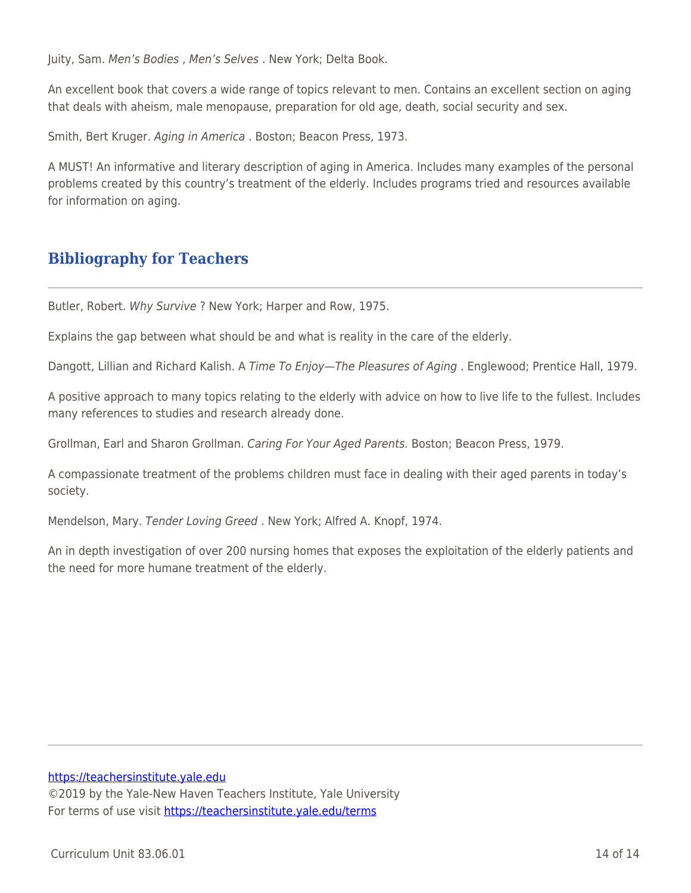Juity, Sam. *Men's Bodies* , *Men's Selves* . New York; Delta Book.

An excellent book that covers a wide range of topics relevant to men. Contains an excellent section on aging that deals with aheism, male menopause, preparation for old age, death, social security and sex.

Smith, Bert Kruger. *Aging in America* . Boston; Beacon Press, 1973.

A MUST! An informative and literary description of aging in America. Includes many examples of the personal problems created by this country's treatment of the elderly. Includes programs tried and resources available for information on aging.

## Bibliography for Teachers

Butler, Robert. *Why Survive* ? New York; Harper and Row, 1975.

Explains the gap between what should be and what is reality in the care of the elderly.

Dangott, Lillian and Richard Kalish. A *Time To Enjoy—The Pleasures of Aging* . Englewood; Prentice Hall, 1979.

A positive approach to many topics relating to the elderly with advice on how to live life to the fullest. Includes many references to studies and research already done.

Grollman, Earl and Sharon Grollman. *Caring For Your Aged Parents.* Boston; Beacon Press, 1979.

A compassionate treatment of the problems children must face in dealing with their aged parents in today's society.

Mendelson, Mary. *Tender Loving Greed* . New York; Alfred A. Knopf, 1974.

An in depth investigation of over 200 nursing homes that exposes the exploitation of the elderly patients and the need for more humane treatment of the elderly.

https://teachersinstitute.yale.edu
©2019 by the Yale-New Haven Teachers Institute, Yale University
For terms of use visit https://teachersinstitute.yale.edu/terms